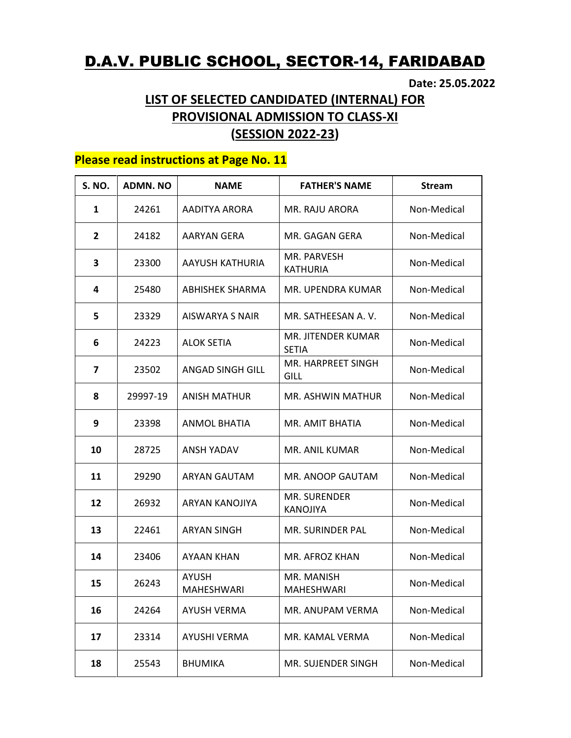# D.A.V. PUBLIC SCHOOL, SECTOR-14, FARIDABAD

**Date: 25.05.2022**

## LIST OF SELECTED CANDIDATED (INTERNAL) FOR PROVISIONAL ADMISSION TO CLASS-XI (SESSION 2022-23)

**Please read instructions at Page No. 11**

| S. NO. | ADMN. NO | NAME | FATHER'S NAME | Stream |
|---|---|---|---|---|
| 1 | 24261 | AADITYA ARORA | MR. RAJU ARORA | Non-Medical |
| 2 | 24182 | AARYAN GERA | MR. GAGAN GERA | Non-Medical |
| 3 | 23300 | AAYUSH KATHURIA | MR. PARVESH KATHURIA | Non-Medical |
| 4 | 25480 | ABHISHEK SHARMA | MR. UPENDRA KUMAR | Non-Medical |
| 5 | 23329 | AISWARYA S NAIR | MR. SATHEESAN A. V. | Non-Medical |
| 6 | 24223 | ALOK SETIA | MR. JITENDER KUMAR SETIA | Non-Medical |
| 7 | 23502 | ANGAD SINGH GILL | MR. HARPREET SINGH GILL | Non-Medical |
| 8 | 29997-19 | ANISH MATHUR | MR. ASHWIN MATHUR | Non-Medical |
| 9 | 23398 | ANMOL BHATIA | MR. AMIT BHATIA | Non-Medical |
| 10 | 28725 | ANSH YADAV | MR. ANIL KUMAR | Non-Medical |
| 11 | 29290 | ARYAN GAUTAM | MR. ANOOP GAUTAM | Non-Medical |
| 12 | 26932 | ARYAN KANOJIYA | MR. SURENDER KANOJIYA | Non-Medical |
| 13 | 22461 | ARYAN SINGH | MR. SURINDER PAL | Non-Medical |
| 14 | 23406 | AYAAN KHAN | MR. AFROZ KHAN | Non-Medical |
| 15 | 26243 | AYUSH MAHESHWARI | MR. MANISH MAHESHWARI | Non-Medical |
| 16 | 24264 | AYUSH VERMA | MR. ANUPAM VERMA | Non-Medical |
| 17 | 23314 | AYUSHI VERMA | MR. KAMAL VERMA | Non-Medical |
| 18 | 25543 | BHUMIKA | MR. SUJENDER SINGH | Non-Medical |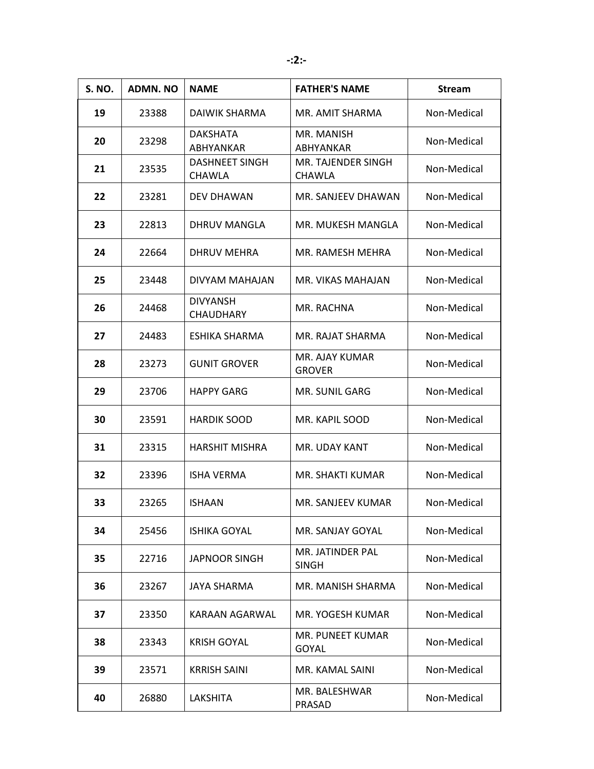| S. NO. | ADMN. NO | NAME | FATHER'S NAME | Stream |
|---|---|---|---|---|
| 19 | 23388 | DAIWIK SHARMA | MR. AMIT SHARMA | Non-Medical |
| 20 | 23298 | DAKSHATA ABHYANKAR | MR. MANISH ABHYANKAR | Non-Medical |
| 21 | 23535 | DASHNEET SINGH CHAWLA | MR. TAJENDER SINGH CHAWLA | Non-Medical |
| 22 | 23281 | DEV DHAWAN | MR. SANJEEV DHAWAN | Non-Medical |
| 23 | 22813 | DHRUV MANGLA | MR. MUKESH MANGLA | Non-Medical |
| 24 | 22664 | DHRUV MEHRA | MR. RAMESH MEHRA | Non-Medical |
| 25 | 23448 | DIVYAM MAHAJAN | MR. VIKAS MAHAJAN | Non-Medical |
| 26 | 24468 | DIVYANSH CHAUDHARY | MR. RACHNA | Non-Medical |
| 27 | 24483 | ESHIKA SHARMA | MR. RAJAT SHARMA | Non-Medical |
| 28 | 23273 | GUNIT GROVER | MR. AJAY KUMAR GROVER | Non-Medical |
| 29 | 23706 | HAPPY GARG | MR. SUNIL GARG | Non-Medical |
| 30 | 23591 | HARDIK SOOD | MR. KAPIL SOOD | Non-Medical |
| 31 | 23315 | HARSHIT MISHRA | MR. UDAY KANT | Non-Medical |
| 32 | 23396 | ISHA VERMA | MR. SHAKTI KUMAR | Non-Medical |
| 33 | 23265 | ISHAAN | MR. SANJEEV KUMAR | Non-Medical |
| 34 | 25456 | ISHIKA GOYAL | MR. SANJAY GOYAL | Non-Medical |
| 35 | 22716 | JAPNOOR SINGH | MR. JATINDER PAL SINGH | Non-Medical |
| 36 | 23267 | JAYA SHARMA | MR. MANISH SHARMA | Non-Medical |
| 37 | 23350 | KARAAN AGARWAL | MR. YOGESH KUMAR | Non-Medical |
| 38 | 23343 | KRISH GOYAL | MR. PUNEET KUMAR GOYAL | Non-Medical |
| 39 | 23571 | KRRISH SAINI | MR. KAMAL SAINI | Non-Medical |
| 40 | 26880 | LAKSHITA | MR. BALESHWAR PRASAD | Non-Medical |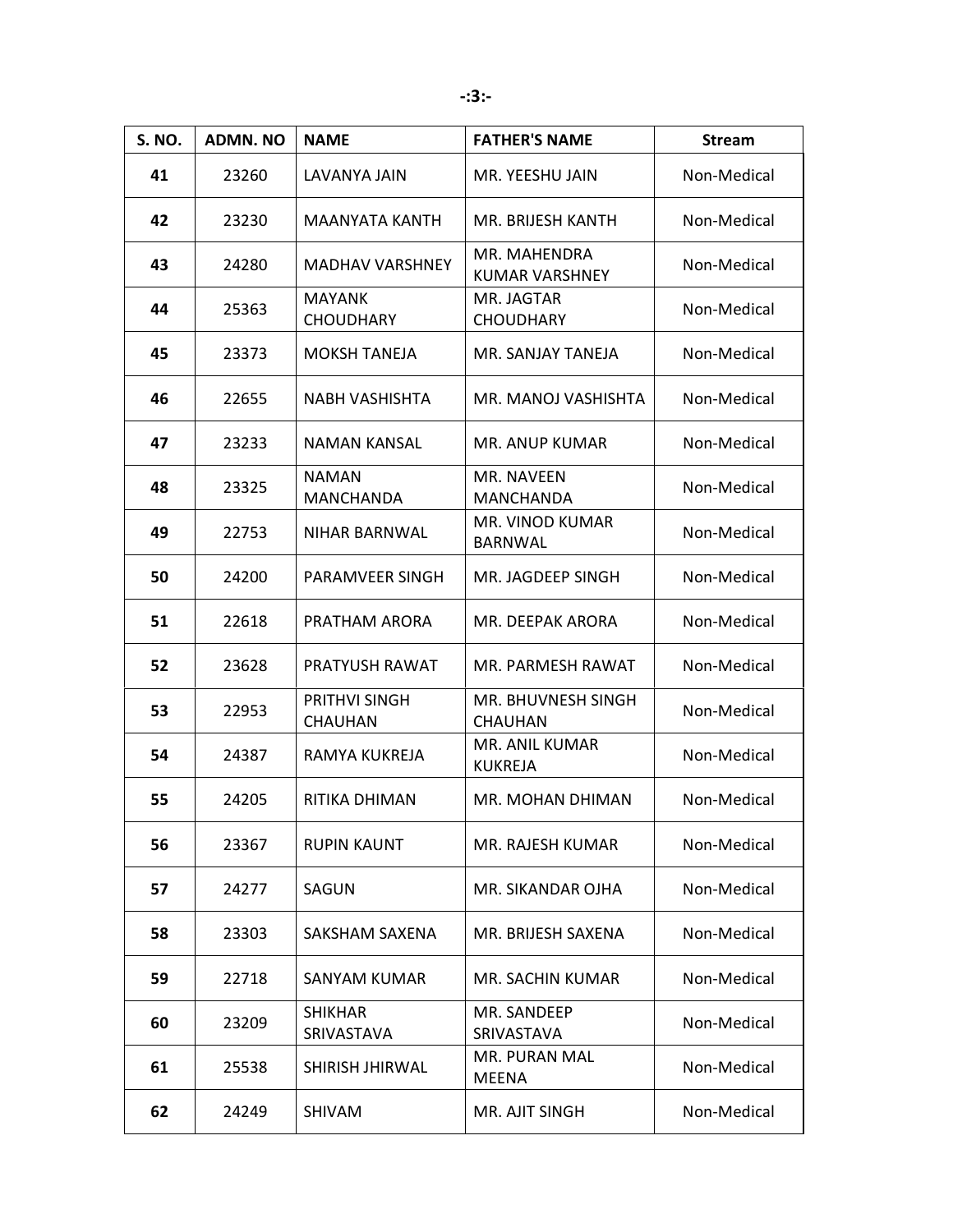| S. NO. | ADMN. NO | NAME | FATHER'S NAME | Stream |
|---|---|---|---|---|
| 41 | 23260 | LAVANYA JAIN | MR. YEESHU JAIN | Non-Medical |
| 42 | 23230 | MAANYATA KANTH | MR. BRIJESH KANTH | Non-Medical |
| 43 | 24280 | MADHAV VARSHNEY | MR. MAHENDRA KUMAR VARSHNEY | Non-Medical |
| 44 | 25363 | MAYANK CHOUDHARY | MR. JAGTAR CHOUDHARY | Non-Medical |
| 45 | 23373 | MOKSH TANEJA | MR. SANJAY TANEJA | Non-Medical |
| 46 | 22655 | NABH VASHISHTA | MR. MANOJ VASHISHTA | Non-Medical |
| 47 | 23233 | NAMAN KANSAL | MR. ANUP KUMAR | Non-Medical |
| 48 | 23325 | NAMAN MANCHANDA | MR. NAVEEN MANCHANDA | Non-Medical |
| 49 | 22753 | NIHAR BARNWAL | MR. VINOD KUMAR BARNWAL | Non-Medical |
| 50 | 24200 | PARAMVEER SINGH | MR. JAGDEEP SINGH | Non-Medical |
| 51 | 22618 | PRATHAM ARORA | MR. DEEPAK ARORA | Non-Medical |
| 52 | 23628 | PRATYUSH RAWAT | MR. PARMESH RAWAT | Non-Medical |
| 53 | 22953 | PRITHVI SINGH CHAUHAN | MR. BHUVNESH SINGH CHAUHAN | Non-Medical |
| 54 | 24387 | RAMYA KUKREJA | MR. ANIL KUMAR KUKREJA | Non-Medical |
| 55 | 24205 | RITIKA DHIMAN | MR. MOHAN DHIMAN | Non-Medical |
| 56 | 23367 | RUPIN KAUNT | MR. RAJESH KUMAR | Non-Medical |
| 57 | 24277 | SAGUN | MR. SIKANDAR OJHA | Non-Medical |
| 58 | 23303 | SAKSHAM SAXENA | MR. BRIJESH SAXENA | Non-Medical |
| 59 | 22718 | SANYAM KUMAR | MR. SACHIN KUMAR | Non-Medical |
| 60 | 23209 | SHIKHAR SRIVASTAVA | MR. SANDEEP SRIVASTAVA | Non-Medical |
| 61 | 25538 | SHIRISH JHIRWAL | MR. PURAN MAL MEENA | Non-Medical |
| 62 | 24249 | SHIVAM | MR. AJIT SINGH | Non-Medical |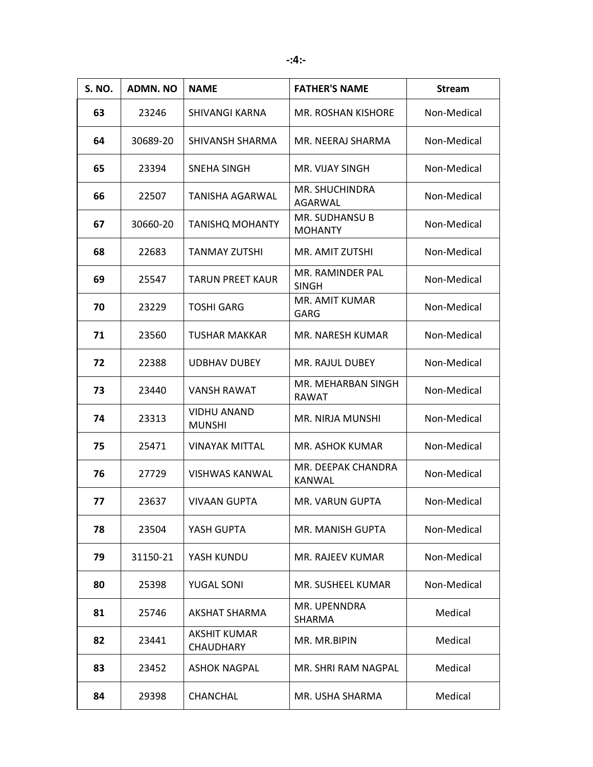| S. NO. | ADMN. NO | NAME | FATHER'S NAME | Stream |
|---|---|---|---|---|
| 63 | 23246 | SHIVANGI KARNA | MR. ROSHAN KISHORE | Non-Medical |
| 64 | 30689-20 | SHIVANSH SHARMA | MR. NEERAJ SHARMA | Non-Medical |
| 65 | 23394 | SNEHA SINGH | MR. VIJAY SINGH | Non-Medical |
| 66 | 22507 | TANISHA AGARWAL | MR. SHUCHINDRA AGARWAL | Non-Medical |
| 67 | 30660-20 | TANISHQ MOHANTY | MR. SUDHANSU B MOHANTY | Non-Medical |
| 68 | 22683 | TANMAY ZUTSHI | MR. AMIT ZUTSHI | Non-Medical |
| 69 | 25547 | TARUN PREET KAUR | MR. RAMINDER PAL SINGH | Non-Medical |
| 70 | 23229 | TOSHI GARG | MR. AMIT KUMAR GARG | Non-Medical |
| 71 | 23560 | TUSHAR MAKKAR | MR. NARESH KUMAR | Non-Medical |
| 72 | 22388 | UDBHAV DUBEY | MR. RAJUL DUBEY | Non-Medical |
| 73 | 23440 | VANSH RAWAT | MR. MEHARBAN SINGH RAWAT | Non-Medical |
| 74 | 23313 | VIDHU ANAND MUNSHI | MR. NIRJA MUNSHI | Non-Medical |
| 75 | 25471 | VINAYAK MITTAL | MR. ASHOK KUMAR | Non-Medical |
| 76 | 27729 | VISHWAS KANWAL | MR. DEEPAK CHANDRA KANWAL | Non-Medical |
| 77 | 23637 | VIVAAN GUPTA | MR. VARUN GUPTA | Non-Medical |
| 78 | 23504 | YASH GUPTA | MR. MANISH GUPTA | Non-Medical |
| 79 | 31150-21 | YASH KUNDU | MR. RAJEEV KUMAR | Non-Medical |
| 80 | 25398 | YUGAL SONI | MR. SUSHEEL KUMAR | Non-Medical |
| 81 | 25746 | AKSHAT SHARMA | MR. UPENNDRA SHARMA | Medical |
| 82 | 23441 | AKSHIT KUMAR CHAUDHARY | MR. MR.BIPIN | Medical |
| 83 | 23452 | ASHOK NAGPAL | MR. SHRI RAM NAGPAL | Medical |
| 84 | 29398 | CHANCHAL | MR. USHA SHARMA | Medical |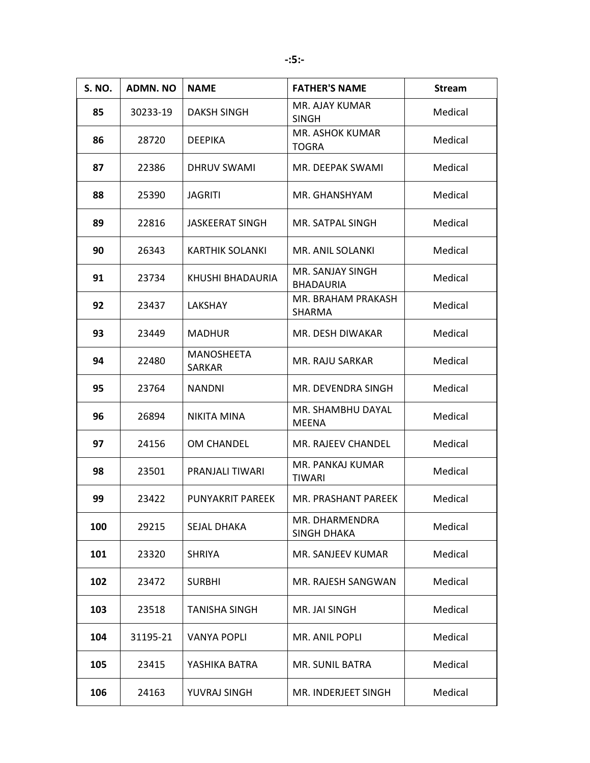| S. NO. | ADMN. NO | NAME | FATHER'S NAME | Stream |
|---|---|---|---|---|
| 85 | 30233-19 | DAKSH SINGH | MR. AJAY KUMAR SINGH | Medical |
| 86 | 28720 | DEEPIKA | MR. ASHOK KUMAR TOGRA | Medical |
| 87 | 22386 | DHRUV SWAMI | MR. DEEPAK SWAMI | Medical |
| 88 | 25390 | JAGRITI | MR. GHANSHYAM | Medical |
| 89 | 22816 | JASKEERAT SINGH | MR. SATPAL SINGH | Medical |
| 90 | 26343 | KARTHIK SOLANKI | MR. ANIL SOLANKI | Medical |
| 91 | 23734 | KHUSHI BHADAURIA | MR. SANJAY SINGH BHADAURIA | Medical |
| 92 | 23437 | LAKSHAY | MR. BRAHAM PRAKASH SHARMA | Medical |
| 93 | 23449 | MADHUR | MR. DESH DIWAKAR | Medical |
| 94 | 22480 | MANOSHEETA SARKAR | MR. RAJU SARKAR | Medical |
| 95 | 23764 | NANDNI | MR. DEVENDRA SINGH | Medical |
| 96 | 26894 | NIKITA MINA | MR. SHAMBHU DAYAL MEENA | Medical |
| 97 | 24156 | OM CHANDEL | MR. RAJEEV CHANDEL | Medical |
| 98 | 23501 | PRANJALI TIWARI | MR. PANKAJ KUMAR TIWARI | Medical |
| 99 | 23422 | PUNYAKRIT PAREEK | MR. PRASHANT PAREEK | Medical |
| 100 | 29215 | SEJAL DHAKA | MR. DHARMENDRA SINGH DHAKA | Medical |
| 101 | 23320 | SHRIYA | MR. SANJEEV KUMAR | Medical |
| 102 | 23472 | SURBHI | MR. RAJESH SANGWAN | Medical |
| 103 | 23518 | TANISHA SINGH | MR. JAI SINGH | Medical |
| 104 | 31195-21 | VANYA POPLI | MR. ANIL POPLI | Medical |
| 105 | 23415 | YASHIKA BATRA | MR. SUNIL BATRA | Medical |
| 106 | 24163 | YUVRAJ SINGH | MR. INDERJEET SINGH | Medical |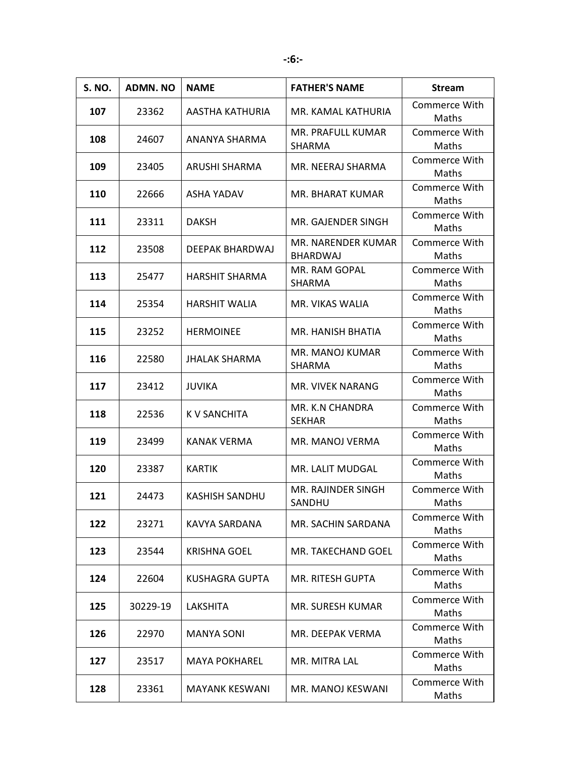| S. NO. | ADMN. NO | NAME | FATHER'S NAME | Stream |
|---|---|---|---|---|
| **107** | 23362 | AASTHA KATHURIA | MR. KAMAL KATHURIA | Commerce With Maths |
| **108** | 24607 | ANANYA SHARMA | MR. PRAFULL KUMAR SHARMA | Commerce With Maths |
| **109** | 23405 | ARUSHI SHARMA | MR. NEERAJ SHARMA | Commerce With Maths |
| **110** | 22666 | ASHA YADAV | MR. BHARAT KUMAR | Commerce With Maths |
| **111** | 23311 | DAKSH | MR. GAJENDER SINGH | Commerce With Maths |
| **112** | 23508 | DEEPAK BHARDWAJ | MR. NARENDER KUMAR BHARDWAJ | Commerce With Maths |
| **113** | 25477 | HARSHIT SHARMA | MR. RAM GOPAL SHARMA | Commerce With Maths |
| **114** | 25354 | HARSHIT WALIA | MR. VIKAS WALIA | Commerce With Maths |
| **115** | 23252 | HERMOINEE | MR. HANISH BHATIA | Commerce With Maths |
| **116** | 22580 | JHALAK SHARMA | MR. MANOJ KUMAR SHARMA | Commerce With Maths |
| **117** | 23412 | JUVIKA | MR. VIVEK NARANG | Commerce With Maths |
| **118** | 22536 | K V SANCHITA | MR. K.N CHANDRA SEKHAR | Commerce With Maths |
| **119** | 23499 | KANAK VERMA | MR. MANOJ VERMA | Commerce With Maths |
| **120** | 23387 | KARTIK | MR. LALIT MUDGAL | Commerce With Maths |
| **121** | 24473 | KASHISH SANDHU | MR. RAJINDER SINGH SANDHU | Commerce With Maths |
| **122** | 23271 | KAVYA SARDANA | MR. SACHIN SARDANA | Commerce With Maths |
| **123** | 23544 | KRISHNA GOEL | MR. TAKECHAND GOEL | Commerce With Maths |
| **124** | 22604 | KUSHAGRA GUPTA | MR. RITESH GUPTA | Commerce With Maths |
| **125** | 30229-19 | LAKSHITA | MR. SURESH KUMAR | Commerce With Maths |
| **126** | 22970 | MANYA SONI | MR. DEEPAK VERMA | Commerce With Maths |
| **127** | 23517 | MAYA POKHAREL | MR. MITRA LAL | Commerce With Maths |
| **128** | 23361 | MAYANK KESWANI | MR. MANOJ KESWANI | Commerce With Maths |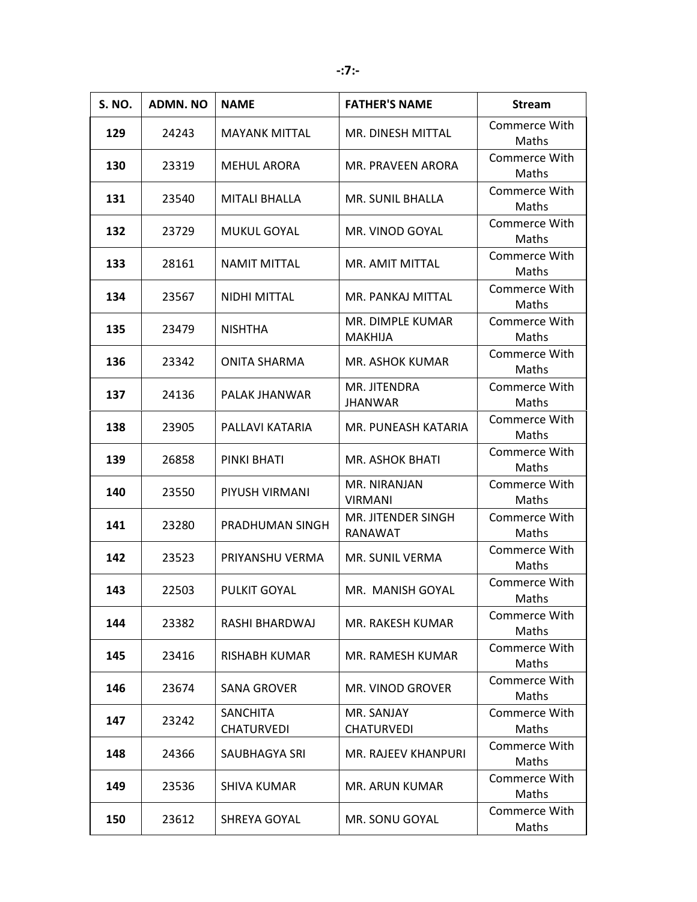| S. NO. | ADMN. NO | NAME | FATHER'S NAME | Stream |
|---|---|---|---|---|
| **129** | 24243 | MAYANK MITTAL | MR. DINESH MITTAL | Commerce With Maths |
| **130** | 23319 | MEHUL ARORA | MR. PRAVEEN ARORA | Commerce With Maths |
| **131** | 23540 | MITALI BHALLA | MR. SUNIL BHALLA | Commerce With Maths |
| **132** | 23729 | MUKUL GOYAL | MR. VINOD GOYAL | Commerce With Maths |
| **133** | 28161 | NAMIT MITTAL | MR. AMIT MITTAL | Commerce With Maths |
| **134** | 23567 | NIDHI MITTAL | MR. PANKAJ MITTAL | Commerce With Maths |
| **135** | 23479 | NISHTHA | MR. DIMPLE KUMAR MAKHIJA | Commerce With Maths |
| **136** | 23342 | ONITA SHARMA | MR. ASHOK KUMAR | Commerce With Maths |
| **137** | 24136 | PALAK JHANWAR | MR. JITENDRA JHANWAR | Commerce With Maths |
| **138** | 23905 | PALLAVI KATARIA | MR. PUNEASH KATARIA | Commerce With Maths |
| **139** | 26858 | PINKI BHATI | MR. ASHOK BHATI | Commerce With Maths |
| **140** | 23550 | PIYUSH VIRMANI | MR. NIRANJAN VIRMANI | Commerce With Maths |
| **141** | 23280 | PRADHUMAN SINGH | MR. JITENDER SINGH RANAWAT | Commerce With Maths |
| **142** | 23523 | PRIYANSHU VERMA | MR. SUNIL VERMA | Commerce With Maths |
| **143** | 22503 | PULKIT GOYAL | MR. MANISH GOYAL | Commerce With Maths |
| **144** | 23382 | RASHI BHARDWAJ | MR. RAKESH KUMAR | Commerce With Maths |
| **145** | 23416 | RISHABH KUMAR | MR. RAMESH KUMAR | Commerce With Maths |
| **146** | 23674 | SANA GROVER | MR. VINOD GROVER | Commerce With Maths |
| **147** | 23242 | SANCHITA CHATURVEDI | MR. SANJAY CHATURVEDI | Commerce With Maths |
| **148** | 24366 | SAUBHAGYA SRI | MR. RAJEEV KHANPURI | Commerce With Maths |
| **149** | 23536 | SHIVA KUMAR | MR. ARUN KUMAR | Commerce With Maths |
| **150** | 23612 | SHREYA GOYAL | MR. SONU GOYAL | Commerce With Maths |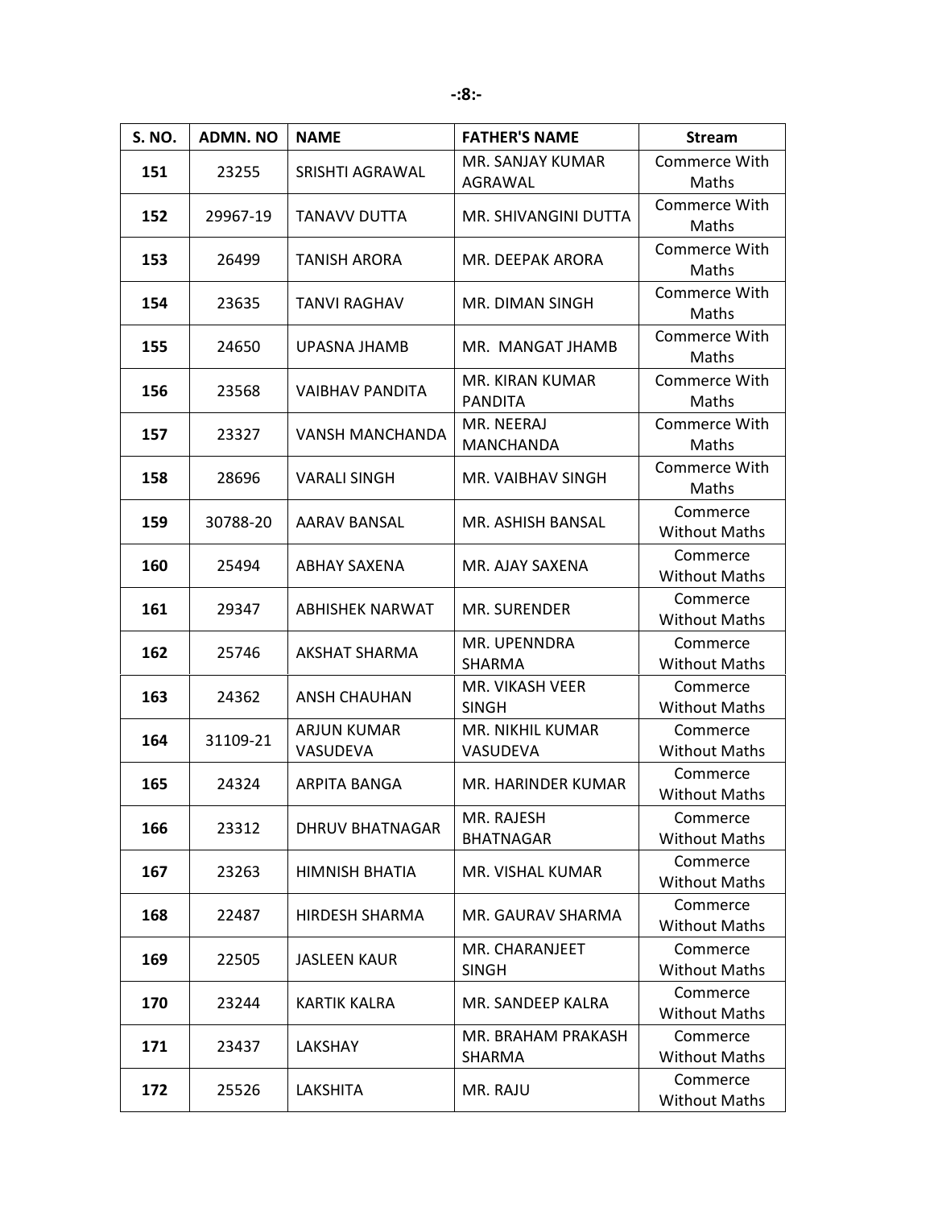| S. NO. | ADMN. NO | NAME | FATHER'S NAME | Stream |
|---|---|---|---|---|
| 151 | 23255 | SRISHTI AGRAWAL | MR. SANJAY KUMAR AGRAWAL | Commerce With Maths |
| 152 | 29967-19 | TANAVV DUTTA | MR. SHIVANGINI DUTTA | Commerce With Maths |
| 153 | 26499 | TANISH ARORA | MR. DEEPAK ARORA | Commerce With Maths |
| 154 | 23635 | TANVI RAGHAV | MR. DIMAN SINGH | Commerce With Maths |
| 155 | 24650 | UPASNA JHAMB | MR. MANGAT JHAMB | Commerce With Maths |
| 156 | 23568 | VAIBHAV PANDITA | MR. KIRAN KUMAR PANDITA | Commerce With Maths |
| 157 | 23327 | VANSH MANCHANDA | MR. NEERAJ MANCHANDA | Commerce With Maths |
| 158 | 28696 | VARALI SINGH | MR. VAIBHAV SINGH | Commerce With Maths |
| 159 | 30788-20 | AARAV BANSAL | MR. ASHISH BANSAL | Commerce Without Maths |
| 160 | 25494 | ABHAY SAXENA | MR. AJAY SAXENA | Commerce Without Maths |
| 161 | 29347 | ABHISHEK NARWAT | MR. SURENDER | Commerce Without Maths |
| 162 | 25746 | AKSHAT SHARMA | MR. UPENNDRA SHARMA | Commerce Without Maths |
| 163 | 24362 | ANSH CHAUHAN | MR. VIKASH VEER SINGH | Commerce Without Maths |
| 164 | 31109-21 | ARJUN KUMAR VASUDEVA | MR. NIKHIL KUMAR VASUDEVA | Commerce Without Maths |
| 165 | 24324 | ARPITA BANGA | MR. HARINDER KUMAR | Commerce Without Maths |
| 166 | 23312 | DHRUV BHATNAGAR | MR. RAJESH BHATNAGAR | Commerce Without Maths |
| 167 | 23263 | HIMNISH BHATIA | MR. VISHAL KUMAR | Commerce Without Maths |
| 168 | 22487 | HIRDESH SHARMA | MR. GAURAV SHARMA | Commerce Without Maths |
| 169 | 22505 | JASLEEN KAUR | MR. CHARANJEET SINGH | Commerce Without Maths |
| 170 | 23244 | KARTIK KALRA | MR. SANDEEP KALRA | Commerce Without Maths |
| 171 | 23437 | LAKSHAY | MR. BRAHAM PRAKASH SHARMA | Commerce Without Maths |
| 172 | 25526 | LAKSHITA | MR. RAJU | Commerce Without Maths |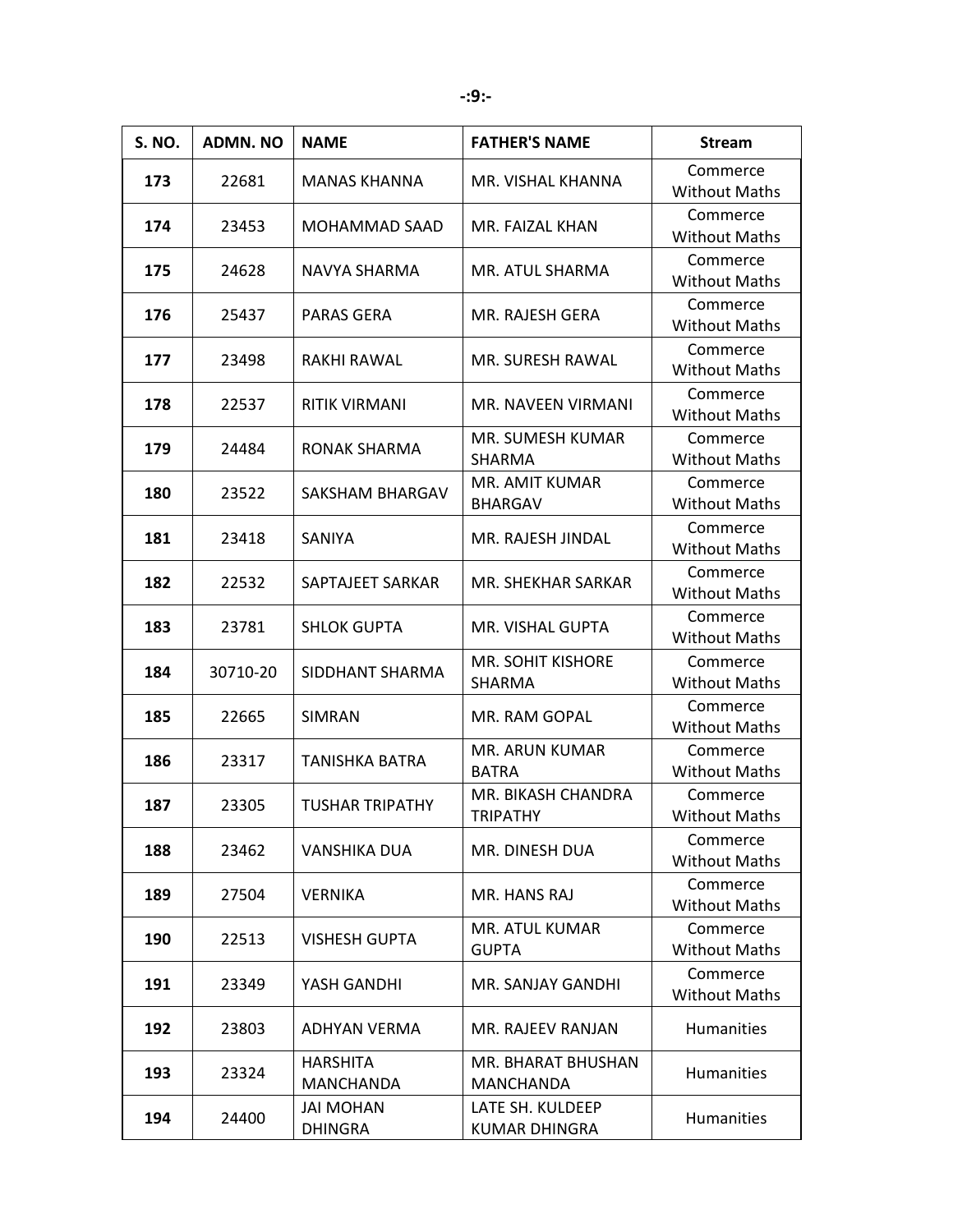| S. NO. | ADMN. NO | NAME | FATHER'S NAME | Stream |
|---|---|---|---|---|
| 173 | 22681 | MANAS KHANNA | MR. VISHAL KHANNA | Commerce Without Maths |
| 174 | 23453 | MOHAMMAD SAAD | MR. FAIZAL KHAN | Commerce Without Maths |
| 175 | 24628 | NAVYA SHARMA | MR. ATUL SHARMA | Commerce Without Maths |
| 176 | 25437 | PARAS GERA | MR. RAJESH GERA | Commerce Without Maths |
| 177 | 23498 | RAKHI RAWAL | MR. SURESH RAWAL | Commerce Without Maths |
| 178 | 22537 | RITIK VIRMANI | MR. NAVEEN VIRMANI | Commerce Without Maths |
| 179 | 24484 | RONAK SHARMA | MR. SUMESH KUMAR SHARMA | Commerce Without Maths |
| 180 | 23522 | SAKSHAM BHARGAV | MR. AMIT KUMAR BHARGAV | Commerce Without Maths |
| 181 | 23418 | SANIYA | MR. RAJESH JINDAL | Commerce Without Maths |
| 182 | 22532 | SAPTAJEET SARKAR | MR. SHEKHAR SARKAR | Commerce Without Maths |
| 183 | 23781 | SHLOK GUPTA | MR. VISHAL GUPTA | Commerce Without Maths |
| 184 | 30710-20 | SIDDHANT SHARMA | MR. SOHIT KISHORE SHARMA | Commerce Without Maths |
| 185 | 22665 | SIMRAN | MR. RAM GOPAL | Commerce Without Maths |
| 186 | 23317 | TANISHKA BATRA | MR. ARUN KUMAR BATRA | Commerce Without Maths |
| 187 | 23305 | TUSHAR TRIPATHY | MR. BIKASH CHANDRA TRIPATHY | Commerce Without Maths |
| 188 | 23462 | VANSHIKA DUA | MR. DINESH DUA | Commerce Without Maths |
| 189 | 27504 | VERNIKA | MR. HANS RAJ | Commerce Without Maths |
| 190 | 22513 | VISHESH GUPTA | MR. ATUL KUMAR GUPTA | Commerce Without Maths |
| 191 | 23349 | YASH GANDHI | MR. SANJAY GANDHI | Commerce Without Maths |
| 192 | 23803 | ADHYAN VERMA | MR. RAJEEV RANJAN | Humanities |
| 193 | 23324 | HARSHITA MANCHANDA | MR. BHARAT BHUSHAN MANCHANDA | Humanities |
| 194 | 24400 | JAI MOHAN DHINGRA | LATE SH. KULDEEP KUMAR DHINGRA | Humanities |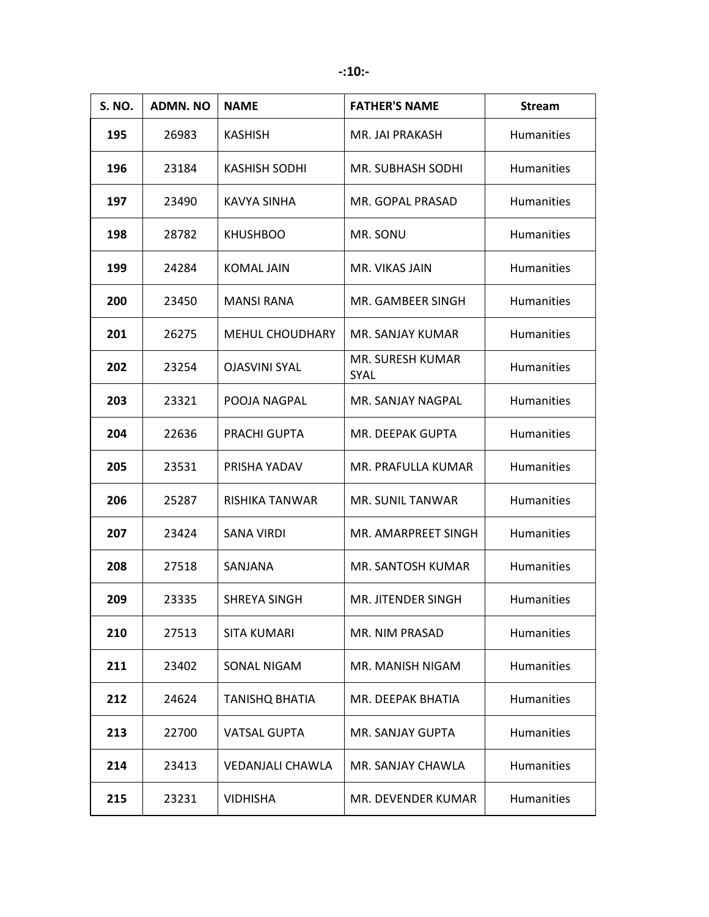| S. NO. | ADMN. NO | NAME | FATHER'S NAME | Stream |
|---|---|---|---|---|
| 195 | 26983 | KASHISH | MR. JAI PRAKASH | Humanities |
| 196 | 23184 | KASHISH SODHI | MR. SUBHASH SODHI | Humanities |
| 197 | 23490 | KAVYA SINHA | MR. GOPAL PRASAD | Humanities |
| 198 | 28782 | KHUSHBOO | MR. SONU | Humanities |
| 199 | 24284 | KOMAL JAIN | MR. VIKAS JAIN | Humanities |
| 200 | 23450 | MANSI RANA | MR. GAMBEER SINGH | Humanities |
| 201 | 26275 | MEHUL CHOUDHARY | MR. SANJAY KUMAR | Humanities |
| 202 | 23254 | OJASVINI SYAL | MR. SURESH KUMAR SYAL | Humanities |
| 203 | 23321 | POOJA NAGPAL | MR. SANJAY NAGPAL | Humanities |
| 204 | 22636 | PRACHI GUPTA | MR. DEEPAK GUPTA | Humanities |
| 205 | 23531 | PRISHA YADAV | MR. PRAFULLA KUMAR | Humanities |
| 206 | 25287 | RISHIKA TANWAR | MR. SUNIL TANWAR | Humanities |
| 207 | 23424 | SANA VIRDI | MR. AMARPREET SINGH | Humanities |
| 208 | 27518 | SANJANA | MR. SANTOSH KUMAR | Humanities |
| 209 | 23335 | SHREYA SINGH | MR. JITENDER SINGH | Humanities |
| 210 | 27513 | SITA KUMARI | MR. NIM PRASAD | Humanities |
| 211 | 23402 | SONAL NIGAM | MR. MANISH NIGAM | Humanities |
| 212 | 24624 | TANISHQ BHATIA | MR. DEEPAK BHATIA | Humanities |
| 213 | 22700 | VATSAL GUPTA | MR. SANJAY GUPTA | Humanities |
| 214 | 23413 | VEDANJALI CHAWLA | MR. SANJAY CHAWLA | Humanities |
| 215 | 23231 | VIDHISHA | MR. DEVENDER KUMAR | Humanities |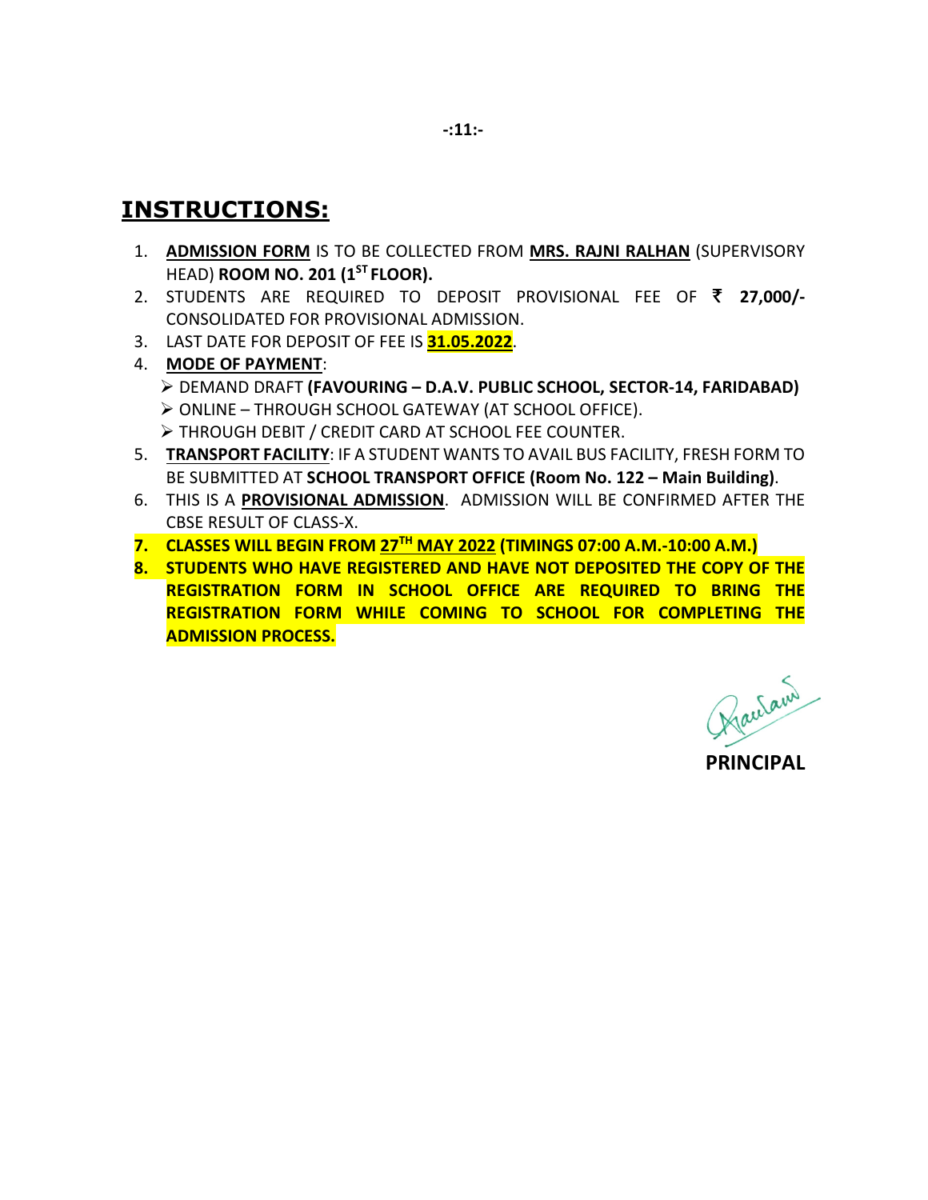## INSTRUCTIONS:

1. **ADMISSION FORM** IS TO BE COLLECTED FROM **MRS. RAJNI RALHAN** (SUPERVISORY HEAD) **ROOM NO. 201 (1ST FLOOR).**
2. STUDENTS ARE REQUIRED TO DEPOSIT PROVISIONAL FEE OF **₹ 27,000/-** CONSOLIDATED FOR PROVISIONAL ADMISSION.
3. LAST DATE FOR DEPOSIT OF FEE IS **31.05.2022**.
4. **MODE OF PAYMENT**:
   - DEMAND DRAFT **(FAVOURING – D.A.V. PUBLIC SCHOOL, SECTOR-14, FARIDABAD)**
   - ONLINE – THROUGH SCHOOL GATEWAY (AT SCHOOL OFFICE).
   - THROUGH DEBIT / CREDIT CARD AT SCHOOL FEE COUNTER.
5. **TRANSPORT FACILITY**: IF A STUDENT WANTS TO AVAIL BUS FACILITY, FRESH FORM TO BE SUBMITTED AT **SCHOOL TRANSPORT OFFICE (Room No. 122 – Main Building)**.
6. THIS IS A **PROVISIONAL ADMISSION**. ADMISSION WILL BE CONFIRMED AFTER THE CBSE RESULT OF CLASS-X.
7. **CLASSES WILL BEGIN FROM 27TH MAY 2022 (TIMINGS 07:00 A.M.-10:00 A.M.)**
8. **STUDENTS WHO HAVE REGISTERED AND HAVE NOT DEPOSITED THE COPY OF THE REGISTRATION FORM IN SCHOOL OFFICE ARE REQUIRED TO BRING THE REGISTRATION FORM WHILE COMING TO SCHOOL FOR COMPLETING THE ADMISSION PROCESS.**

**PRINCIPAL**